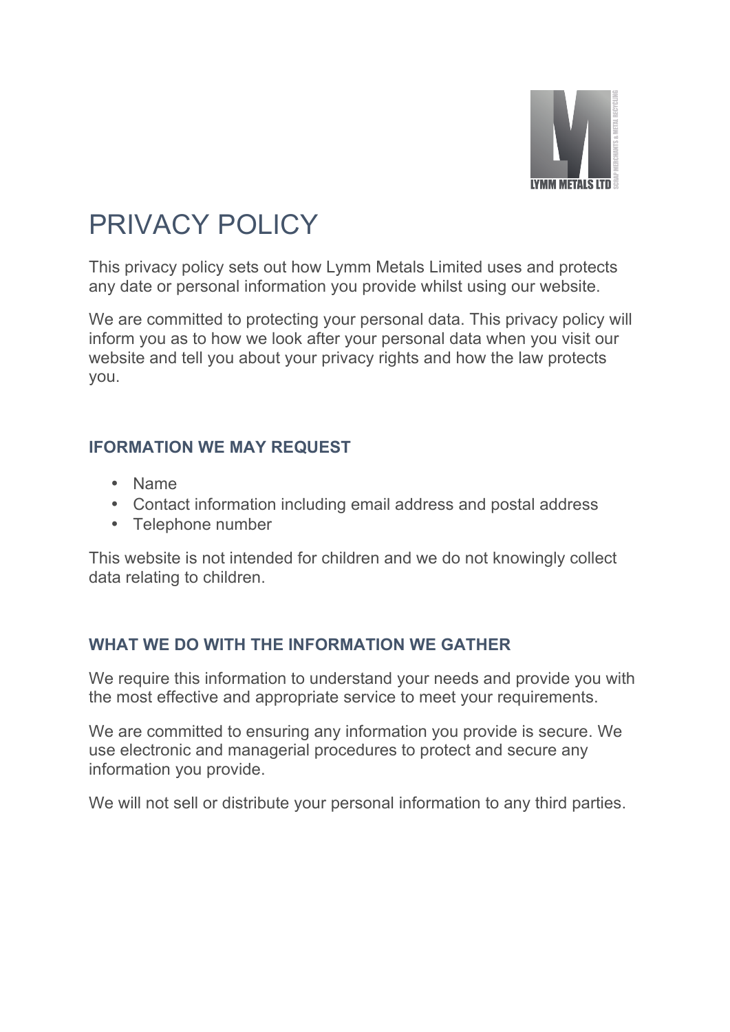# PRIVACY POLICY

This privacy policy sets out how Lymm Metals Limited uses and protects any date or personal information you provide whilst using our website.

We are committed to protecting your personal data. This privacy policy will inform you as to how we look after your personal data when you visit our website and tell you about your privacy rights and how the law protects you.

## IFORMATION WE MAY REQUEST

- Name
- Contact information including email address and postal address
- Telephone number

This website is not intended for children and we do not knowingly collect data relating to children.

## WHAT WE DO WITH THE INFORMATION WE GATHER

We require this information to understand your needs and provide you with the most effective and appropriate service to meet your requirements.

We are committed to ensuring any information you provide is secure. We use electronic and managerial procedures to protect and secure any information you provide.

We will not sell or distribute your personal information to any third parties.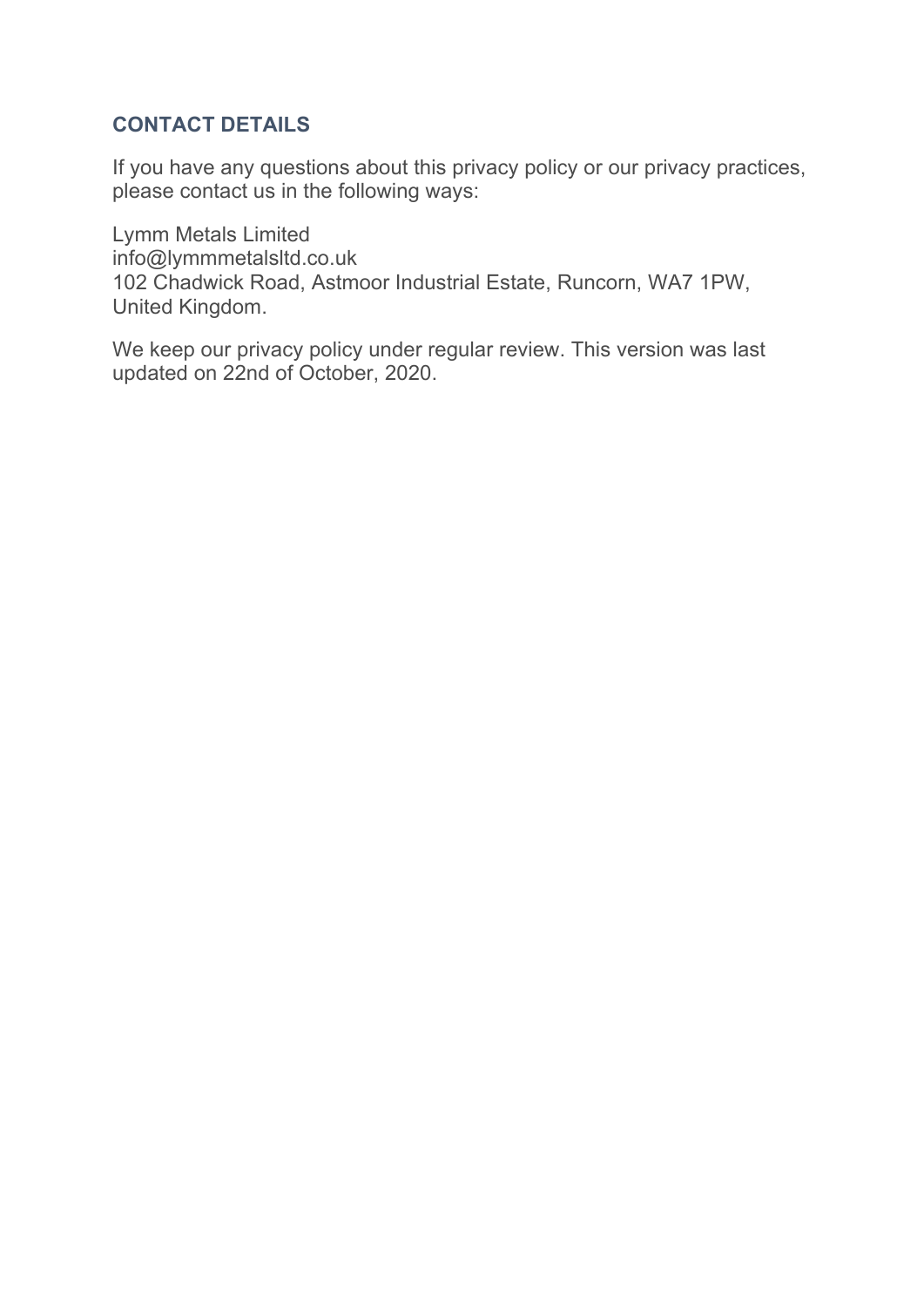## CONTACT DETAILS

If you have any questions about this privacy policy or our privacy practices, please contact us in the following ways:

Lymm Metals Limited
info@lymmmetalsltd.co.uk
102 Chadwick Road, Astmoor Industrial Estate, Runcorn, WA7 1PW, United Kingdom.

We keep our privacy policy under regular review. This version was last updated on 22nd of October, 2020.